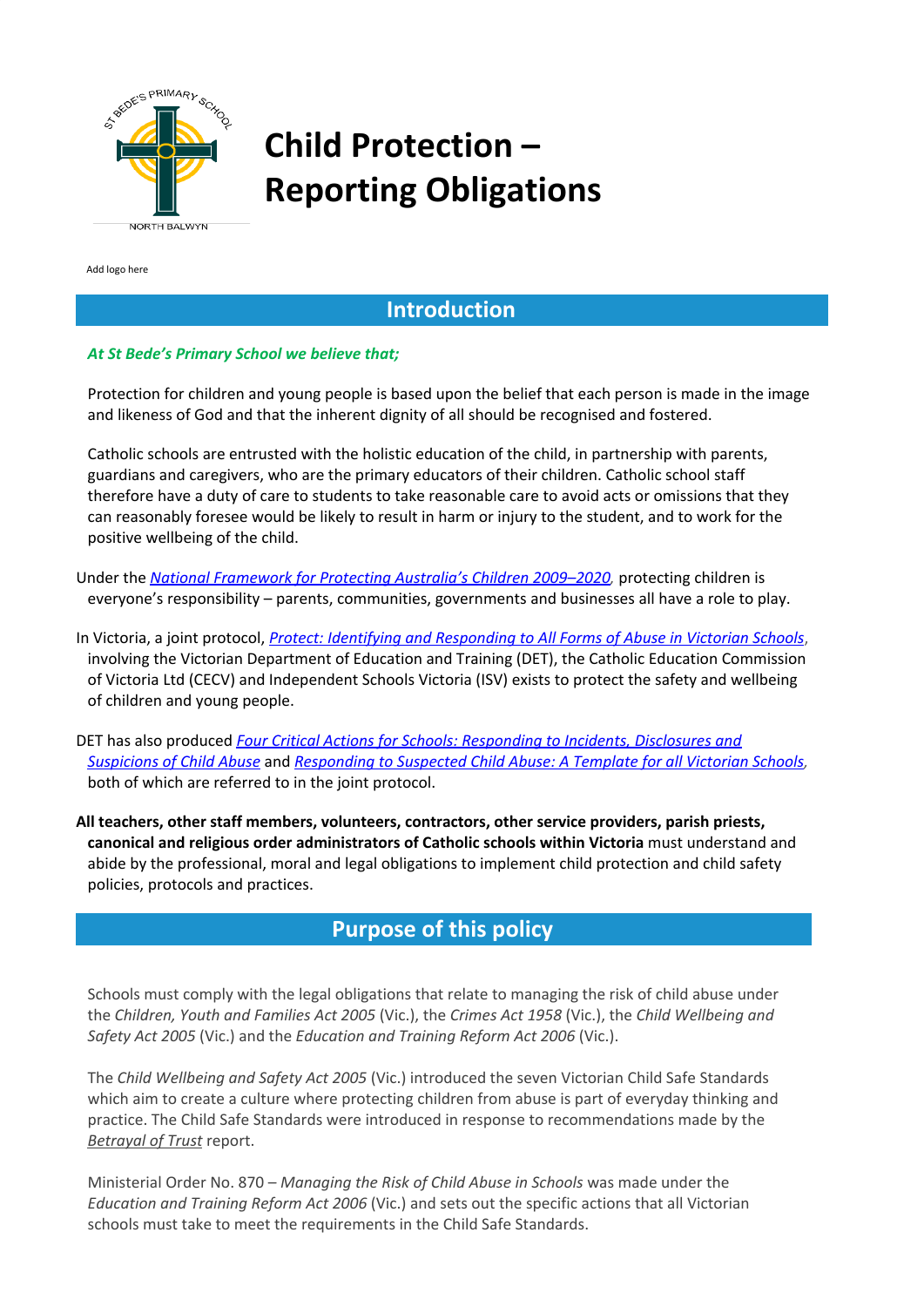# Child Protection – Reporting Obligations

Add logo here

## Introduction

***At St Bede's Primary School we believe that;***

Protection for children and young people is based upon the belief that each person is made in the image and likeness of God and that the inherent dignity of all should be recognised and fostered.

Catholic schools are entrusted with the holistic education of the child, in partnership with parents, guardians and caregivers, who are the primary educators of their children. Catholic school staff therefore have a duty of care to students to take reasonable care to avoid acts or omissions that they can reasonably foresee would be likely to result in harm or injury to the student, and to work for the positive wellbeing of the child.

Under the *National Framework for Protecting Australia's Children 2009–2020*, protecting children is everyone's responsibility – parents, communities, governments and businesses all have a role to play.

In Victoria, a joint protocol, *Protect: Identifying and Responding to All Forms of Abuse in Victorian Schools*, involving the Victorian Department of Education and Training (DET), the Catholic Education Commission of Victoria Ltd (CECV) and Independent Schools Victoria (ISV) exists to protect the safety and wellbeing of children and young people.

DET has also produced *Four Critical Actions for Schools: Responding to Incidents, Disclosures and Suspicions of Child Abuse* and *Responding to Suspected Child Abuse: A Template for all Victorian Schools*, both of which are referred to in the joint protocol.

**All teachers, other staff members, volunteers, contractors, other service providers, parish priests, canonical and religious order administrators of Catholic schools within Victoria** must understand and abide by the professional, moral and legal obligations to implement child protection and child safety policies, protocols and practices.

## Purpose of this policy

Schools must comply with the legal obligations that relate to managing the risk of child abuse under the *Children, Youth and Families Act 2005* (Vic.), the *Crimes Act 1958* (Vic.), the *Child Wellbeing and Safety Act 2005* (Vic.) and the *Education and Training Reform Act 2006* (Vic.).

The *Child Wellbeing and Safety Act 2005* (Vic.) introduced the seven Victorian Child Safe Standards which aim to create a culture where protecting children from abuse is part of everyday thinking and practice. The Child Safe Standards were introduced in response to recommendations made by the *Betrayal of Trust* report.

Ministerial Order No. 870 – *Managing the Risk of Child Abuse in Schools* was made under the *Education and Training Reform Act 2006* (Vic.) and sets out the specific actions that all Victorian schools must take to meet the requirements in the Child Safe Standards.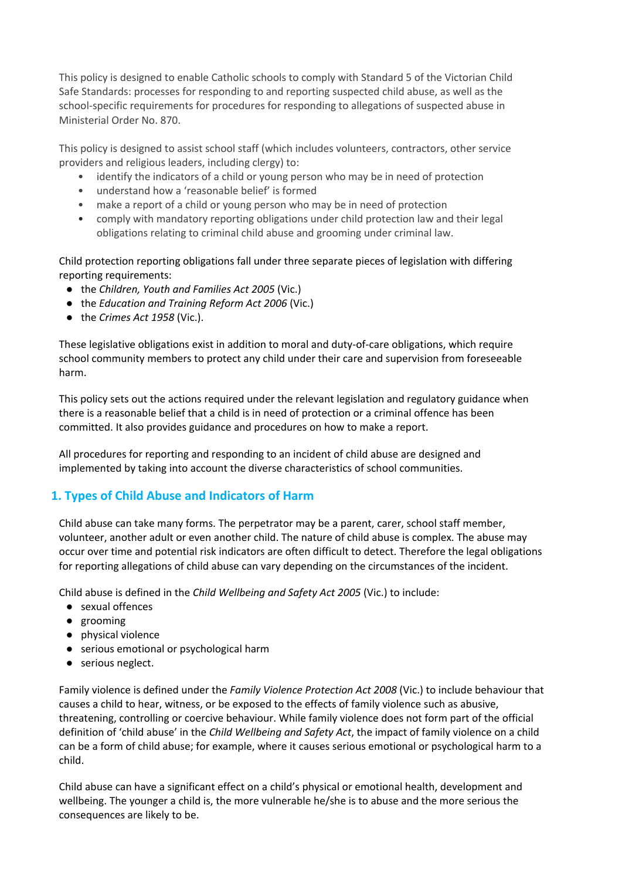This policy is designed to enable Catholic schools to comply with Standard 5 of the Victorian Child Safe Standards: processes for responding to and reporting suspected child abuse, as well as the school-specific requirements for procedures for responding to allegations of suspected abuse in Ministerial Order No. 870.

This policy is designed to assist school staff (which includes volunteers, contractors, other service providers and religious leaders, including clergy) to:

- identify the indicators of a child or young person who may be in need of protection
- understand how a 'reasonable belief' is formed
- make a report of a child or young person who may be in need of protection
- comply with mandatory reporting obligations under child protection law and their legal obligations relating to criminal child abuse and grooming under criminal law.

Child protection reporting obligations fall under three separate pieces of legislation with differing reporting requirements:

- the *Children, Youth and Families Act 2005* (Vic.)
- the *Education and Training Reform Act 2006* (Vic.)
- the *Crimes Act 1958* (Vic.).

These legislative obligations exist in addition to moral and duty-of-care obligations, which require school community members to protect any child under their care and supervision from foreseeable harm.

This policy sets out the actions required under the relevant legislation and regulatory guidance when there is a reasonable belief that a child is in need of protection or a criminal offence has been committed. It also provides guidance and procedures on how to make a report.

All procedures for reporting and responding to an incident of child abuse are designed and implemented by taking into account the diverse characteristics of school communities.

## 1. Types of Child Abuse and Indicators of Harm

Child abuse can take many forms. The perpetrator may be a parent, carer, school staff member, volunteer, another adult or even another child. The nature of child abuse is complex. The abuse may occur over time and potential risk indicators are often difficult to detect. Therefore the legal obligations for reporting allegations of child abuse can vary depending on the circumstances of the incident.

Child abuse is defined in the *Child Wellbeing and Safety Act 2005* (Vic.) to include:

- sexual offences
- grooming
- physical violence
- serious emotional or psychological harm
- serious neglect.

Family violence is defined under the *Family Violence Protection Act 2008* (Vic.) to include behaviour that causes a child to hear, witness, or be exposed to the effects of family violence such as abusive, threatening, controlling or coercive behaviour. While family violence does not form part of the official definition of 'child abuse' in the *Child Wellbeing and Safety Act*, the impact of family violence on a child can be a form of child abuse; for example, where it causes serious emotional or psychological harm to a child.

Child abuse can have a significant effect on a child's physical or emotional health, development and wellbeing. The younger a child is, the more vulnerable he/she is to abuse and the more serious the consequences are likely to be.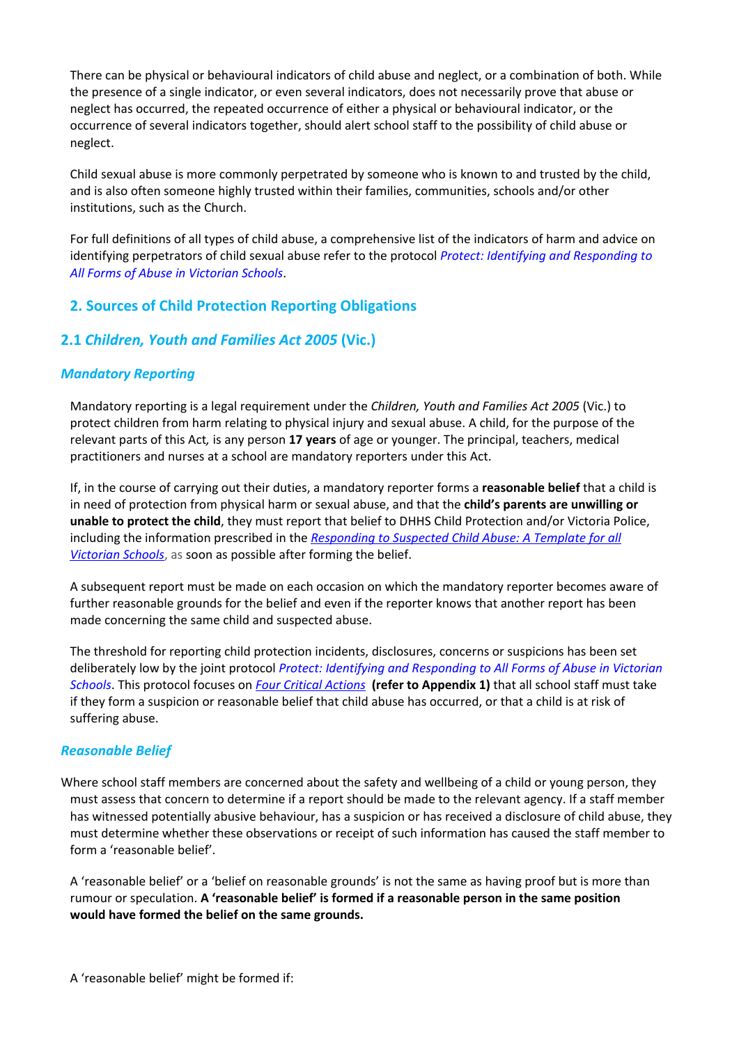There can be physical or behavioural indicators of child abuse and neglect, or a combination of both. While the presence of a single indicator, or even several indicators, does not necessarily prove that abuse or neglect has occurred, the repeated occurrence of either a physical or behavioural indicator, or the occurrence of several indicators together, should alert school staff to the possibility of child abuse or neglect.

Child sexual abuse is more commonly perpetrated by someone who is known to and trusted by the child, and is also often someone highly trusted within their families, communities, schools and/or other institutions, such as the Church.

For full definitions of all types of child abuse, a comprehensive list of the indicators of harm and advice on identifying perpetrators of child sexual abuse refer to the protocol *Protect: Identifying and Responding to All Forms of Abuse in Victorian Schools*.

## 2. Sources of Child Protection Reporting Obligations

### 2.1 *Children, Youth and Families Act 2005* (Vic.)

#### *Mandatory Reporting*

Mandatory reporting is a legal requirement under the *Children, Youth and Families Act 2005* (Vic.) to protect children from harm relating to physical injury and sexual abuse. A child, for the purpose of the relevant parts of this Act*,* is any person **17 years** of age or younger. The principal, teachers, medical practitioners and nurses at a school are mandatory reporters under this Act.

If, in the course of carrying out their duties, a mandatory reporter forms a **reasonable belief** that a child is in need of protection from physical harm or sexual abuse, and that the **child's parents are unwilling or unable to protect the child**, they must report that belief to DHHS Child Protection and/or Victoria Police, including the information prescribed in the *Responding to Suspected Child Abuse: A Template for all Victorian Schools*, as soon as possible after forming the belief.

A subsequent report must be made on each occasion on which the mandatory reporter becomes aware of further reasonable grounds for the belief and even if the reporter knows that another report has been made concerning the same child and suspected abuse.

The threshold for reporting child protection incidents, disclosures, concerns or suspicions has been set deliberately low by the joint protocol *Protect: Identifying and Responding to All Forms of Abuse in Victorian Schools*. This protocol focuses on *Four Critical Actions* **(refer to Appendix 1)** that all school staff must take if they form a suspicion or reasonable belief that child abuse has occurred, or that a child is at risk of suffering abuse.

#### *Reasonable Belief*

Where school staff members are concerned about the safety and wellbeing of a child or young person, they must assess that concern to determine if a report should be made to the relevant agency. If a staff member has witnessed potentially abusive behaviour, has a suspicion or has received a disclosure of child abuse, they must determine whether these observations or receipt of such information has caused the staff member to form a 'reasonable belief'.

A 'reasonable belief' or a 'belief on reasonable grounds' is not the same as having proof but is more than rumour or speculation. **A 'reasonable belief' is formed if a reasonable person in the same position would have formed the belief on the same grounds.**

A 'reasonable belief' might be formed if: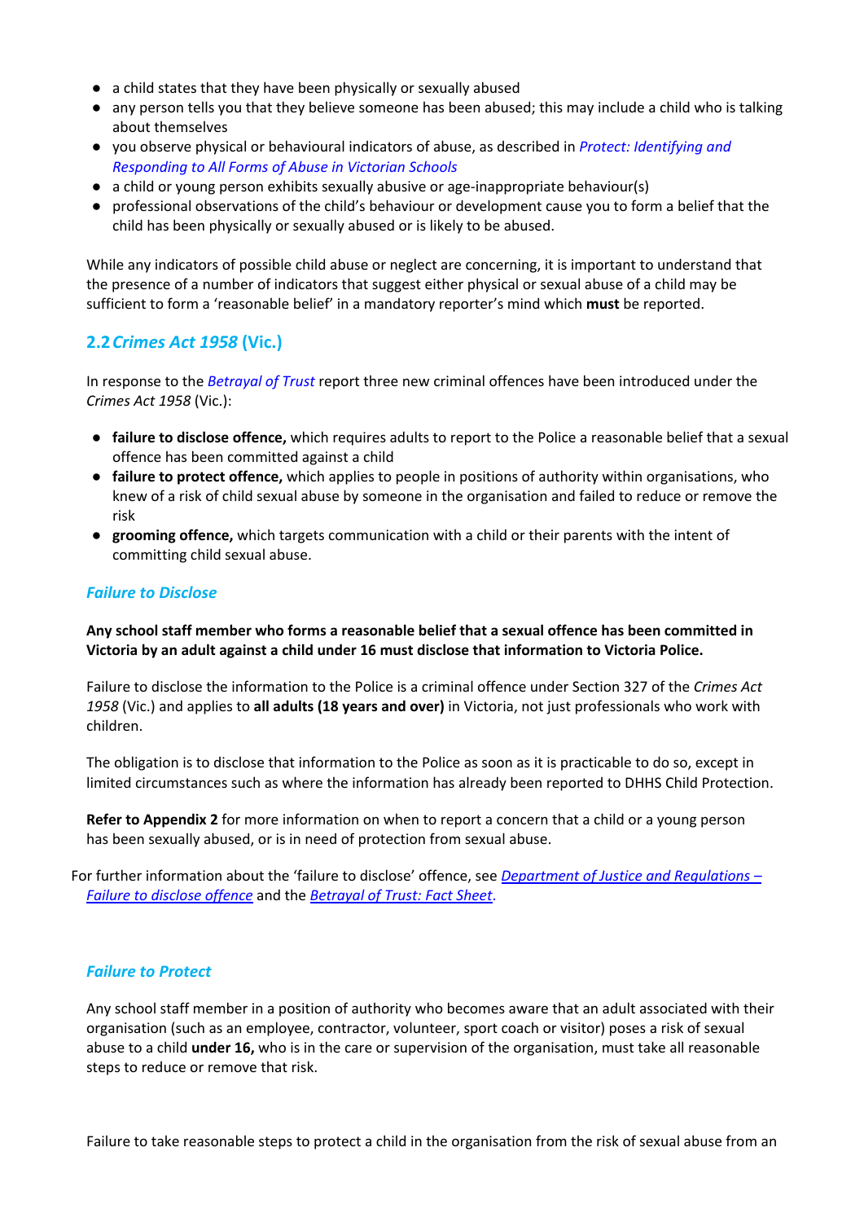- a child states that they have been physically or sexually abused
- any person tells you that they believe someone has been abused; this may include a child who is talking about themselves
- you observe physical or behavioural indicators of abuse, as described in *Protect: Identifying and Responding to All Forms of Abuse in Victorian Schools*
- a child or young person exhibits sexually abusive or age-inappropriate behaviour(s)
- professional observations of the child's behaviour or development cause you to form a belief that the child has been physically or sexually abused or is likely to be abused.

While any indicators of possible child abuse or neglect are concerning, it is important to understand that the presence of a number of indicators that suggest either physical or sexual abuse of a child may be sufficient to form a 'reasonable belief' in a mandatory reporter's mind which **must** be reported.

## 2.2 *Crimes Act 1958* (Vic.)

In response to the *Betrayal of Trust* report three new criminal offences have been introduced under the *Crimes Act 1958* (Vic.):

- **failure to disclose offence,** which requires adults to report to the Police a reasonable belief that a sexual offence has been committed against a child
- **failure to protect offence,** which applies to people in positions of authority within organisations, who knew of a risk of child sexual abuse by someone in the organisation and failed to reduce or remove the risk
- **grooming offence,** which targets communication with a child or their parents with the intent of committing child sexual abuse.

### *Failure to Disclose*

**Any school staff member who forms a reasonable belief that a sexual offence has been committed in Victoria by an adult against a child under 16 must disclose that information to Victoria Police.**

Failure to disclose the information to the Police is a criminal offence under Section 327 of the *Crimes Act 1958* (Vic.) and applies to **all adults (18 years and over)** in Victoria, not just professionals who work with children.

The obligation is to disclose that information to the Police as soon as it is practicable to do so, except in limited circumstances such as where the information has already been reported to DHHS Child Protection.

**Refer to Appendix 2** for more information on when to report a concern that a child or a young person has been sexually abused, or is in need of protection from sexual abuse.

For further information about the 'failure to disclose' offence, see *Department of Justice and Regulations – Failure to disclose offence* and the *Betrayal of Trust: Fact Sheet*.

### *Failure to Protect*

Any school staff member in a position of authority who becomes aware that an adult associated with their organisation (such as an employee, contractor, volunteer, sport coach or visitor) poses a risk of sexual abuse to a child **under 16,** who is in the care or supervision of the organisation, must take all reasonable steps to reduce or remove that risk.

Failure to take reasonable steps to protect a child in the organisation from the risk of sexual abuse from an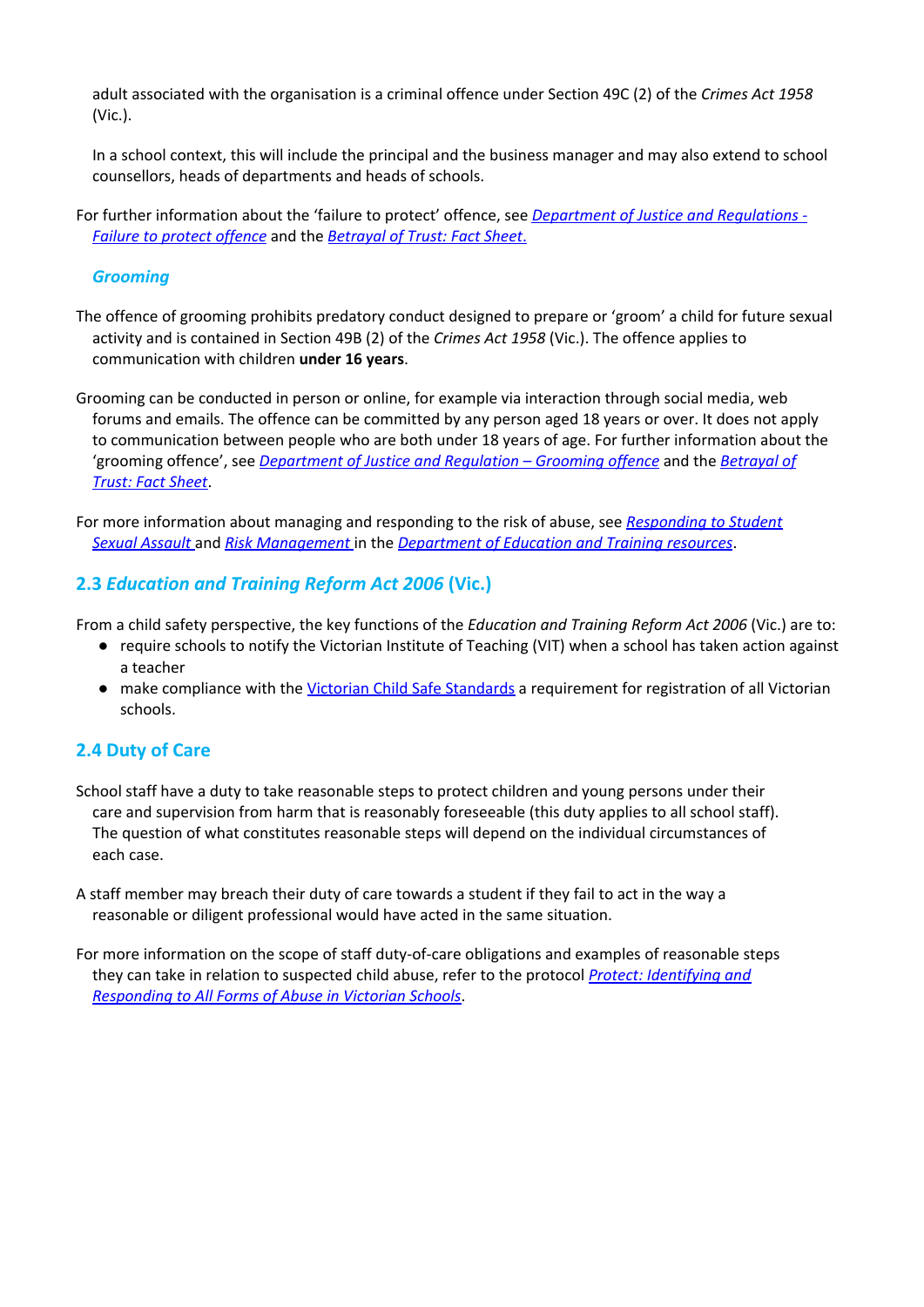adult associated with the organisation is a criminal offence under Section 49C (2) of the *Crimes Act 1958* (Vic.).

In a school context, this will include the principal and the business manager and may also extend to school counsellors, heads of departments and heads of schools.

For further information about the 'failure to protect' offence, see *Department of Justice and Regulations - Failure to protect offence* and the *Betrayal of Trust: Fact Sheet.*

### *Grooming*

The offence of grooming prohibits predatory conduct designed to prepare or 'groom' a child for future sexual activity and is contained in Section 49B (2) of the *Crimes Act 1958* (Vic.). The offence applies to communication with children **under 16 years**.

Grooming can be conducted in person or online, for example via interaction through social media, web forums and emails. The offence can be committed by any person aged 18 years or over. It does not apply to communication between people who are both under 18 years of age. For further information about the 'grooming offence', see *Department of Justice and Regulation – Grooming offence* and the *Betrayal of Trust: Fact Sheet*.

For more information about managing and responding to the risk of abuse, see *Responding to Student Sexual Assault* and *Risk Management* in the *Department of Education and Training resources*.

## 2.3 *Education and Training Reform Act 2006* (Vic.)

From a child safety perspective, the key functions of the *Education and Training Reform Act 2006* (Vic.) are to:

- require schools to notify the Victorian Institute of Teaching (VIT) when a school has taken action against a teacher
- make compliance with the Victorian Child Safe Standards a requirement for registration of all Victorian schools.

## 2.4 Duty of Care

School staff have a duty to take reasonable steps to protect children and young persons under their care and supervision from harm that is reasonably foreseeable (this duty applies to all school staff). The question of what constitutes reasonable steps will depend on the individual circumstances of each case.

A staff member may breach their duty of care towards a student if they fail to act in the way a reasonable or diligent professional would have acted in the same situation.

For more information on the scope of staff duty-of-care obligations and examples of reasonable steps they can take in relation to suspected child abuse, refer to the protocol *Protect: Identifying and Responding to All Forms of Abuse in Victorian Schools*.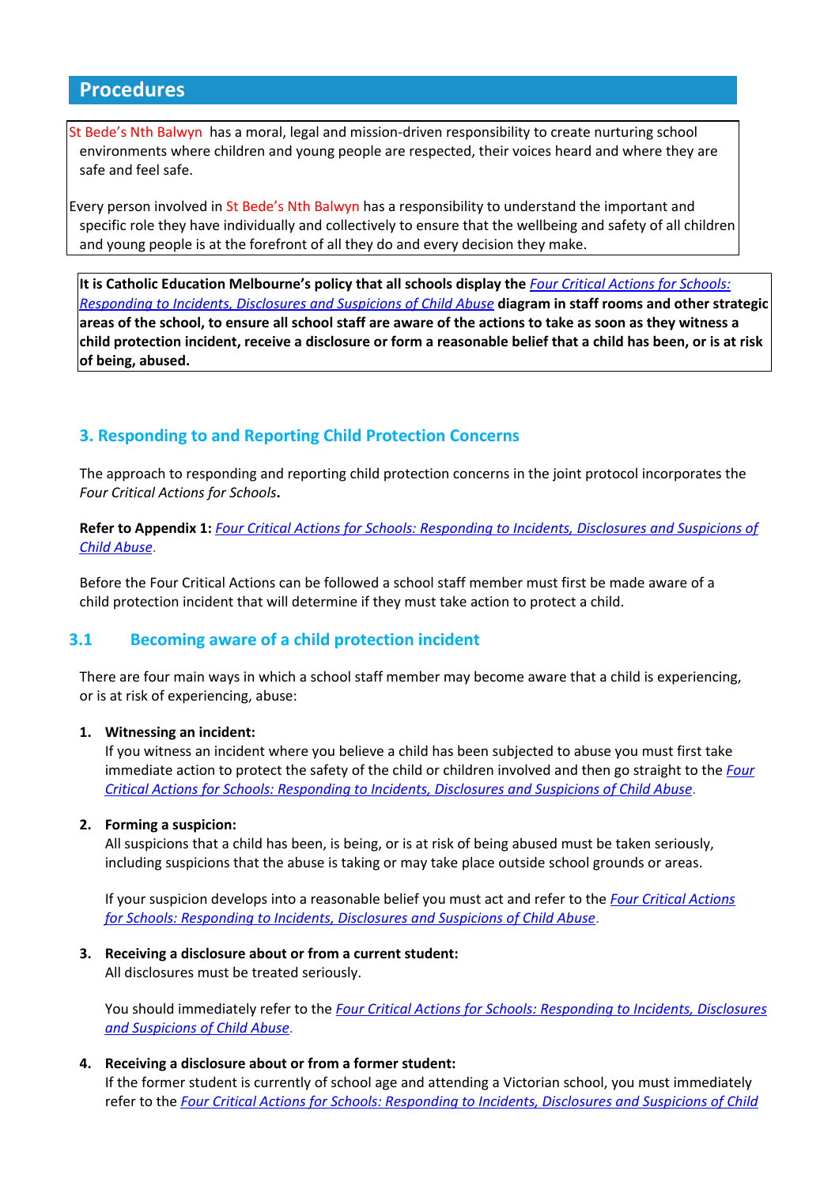## Procedures

St Bede's Nth Balwyn has a moral, legal and mission-driven responsibility to create nurturing school environments where children and young people are respected, their voices heard and where they are safe and feel safe.

Every person involved in St Bede's Nth Balwyn has a responsibility to understand the important and specific role they have individually and collectively to ensure that the wellbeing and safety of all children and young people is at the forefront of all they do and every decision they make.

**It is Catholic Education Melbourne's policy that all schools display the** *Four Critical Actions for Schools: Responding to Incidents, Disclosures and Suspicions of Child Abuse* **diagram in staff rooms and other strategic areas of the school, to ensure all school staff are aware of the actions to take as soon as they witness a child protection incident, receive a disclosure or form a reasonable belief that a child has been, or is at risk of being, abused.**

### 3. Responding to and Reporting Child Protection Concerns

The approach to responding and reporting child protection concerns in the joint protocol incorporates the *Four Critical Actions for Schools*.

**Refer to Appendix 1:** *Four Critical Actions for Schools: Responding to Incidents, Disclosures and Suspicions of Child Abuse*.

Before the Four Critical Actions can be followed a school staff member must first be made aware of a child protection incident that will determine if they must take action to protect a child.

### 3.1 Becoming aware of a child protection incident

There are four main ways in which a school staff member may become aware that a child is experiencing, or is at risk of experiencing, abuse:

1. **Witnessing an incident:**
   If you witness an incident where you believe a child has been subjected to abuse you must first take immediate action to protect the safety of the child or children involved and then go straight to the *Four Critical Actions for Schools: Responding to Incidents, Disclosures and Suspicions of Child Abuse*.

2. **Forming a suspicion:**
   All suspicions that a child has been, is being, or is at risk of being abused must be taken seriously, including suspicions that the abuse is taking or may take place outside school grounds or areas.

   If your suspicion develops into a reasonable belief you must act and refer to the *Four Critical Actions for Schools: Responding to Incidents, Disclosures and Suspicions of Child Abuse*.

3. **Receiving a disclosure about or from a current student:**
   All disclosures must be treated seriously.

   You should immediately refer to the *Four Critical Actions for Schools: Responding to Incidents, Disclosures and Suspicions of Child Abuse*.

4. **Receiving a disclosure about or from a former student:**
   If the former student is currently of school age and attending a Victorian school, you must immediately refer to the *Four Critical Actions for Schools: Responding to Incidents, Disclosures and Suspicions of Child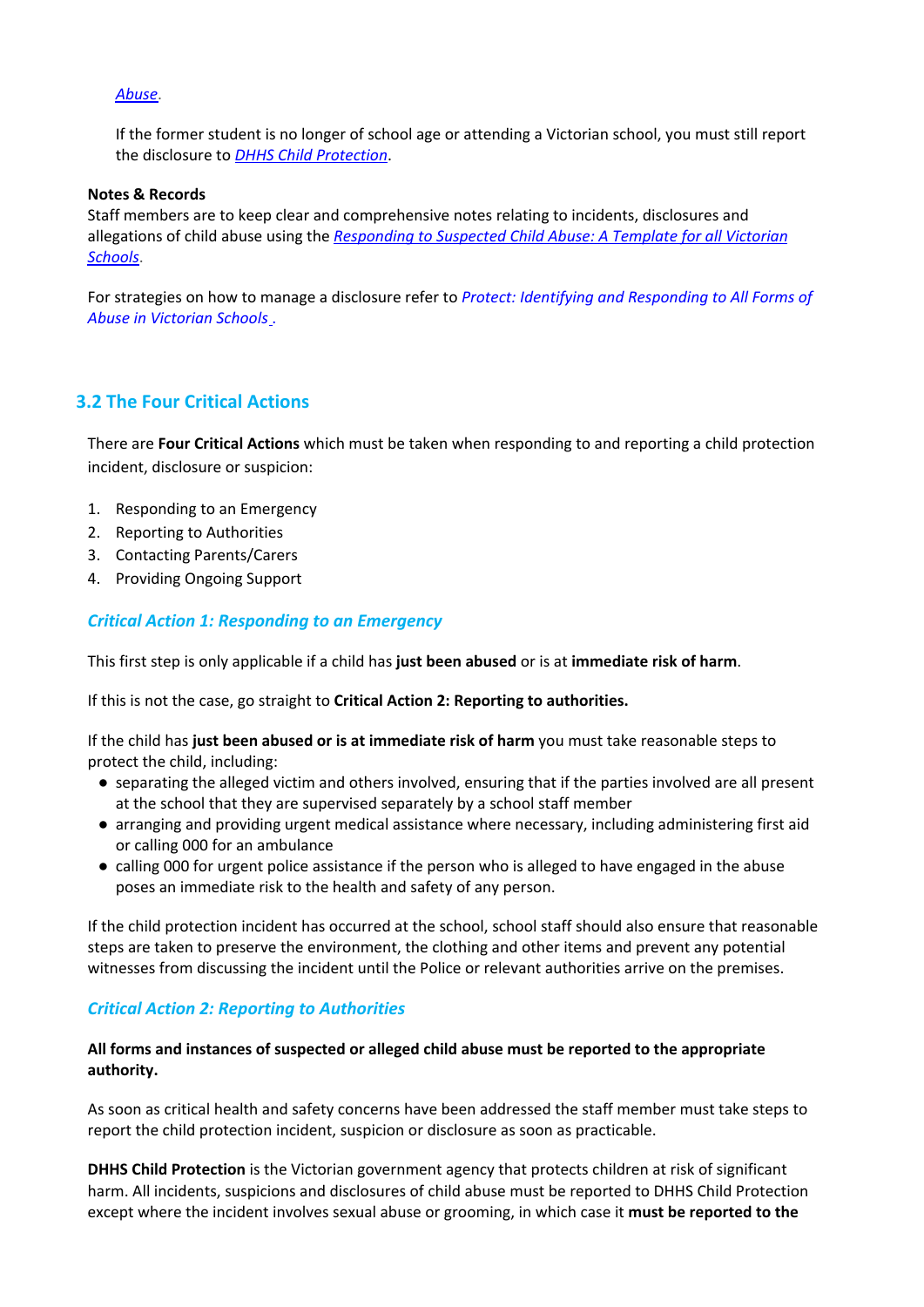*Abuse*.

If the former student is no longer of school age or attending a Victorian school, you must still report the disclosure to *DHHS Child Protection*.

**Notes & Records**
Staff members are to keep clear and comprehensive notes relating to incidents, disclosures and allegations of child abuse using the *Responding to Suspected Child Abuse: A Template for all Victorian Schools*.

For strategies on how to manage a disclosure refer to *Protect: Identifying and Responding to All Forms of Abuse in Victorian Schools* .

## 3.2 The Four Critical Actions

There are **Four Critical Actions** which must be taken when responding to and reporting a child protection incident, disclosure or suspicion:

1. Responding to an Emergency
2. Reporting to Authorities
3. Contacting Parents/Carers
4. Providing Ongoing Support

### *Critical Action 1: Responding to an Emergency*

This first step is only applicable if a child has **just been abused** or is at **immediate risk of harm**.

If this is not the case, go straight to **Critical Action 2: Reporting to authorities.**

If the child has **just been abused or is at immediate risk of harm** you must take reasonable steps to protect the child, including:

- separating the alleged victim and others involved, ensuring that if the parties involved are all present at the school that they are supervised separately by a school staff member
- arranging and providing urgent medical assistance where necessary, including administering first aid or calling 000 for an ambulance
- calling 000 for urgent police assistance if the person who is alleged to have engaged in the abuse poses an immediate risk to the health and safety of any person.

If the child protection incident has occurred at the school, school staff should also ensure that reasonable steps are taken to preserve the environment, the clothing and other items and prevent any potential witnesses from discussing the incident until the Police or relevant authorities arrive on the premises.

### *Critical Action 2: Reporting to Authorities*

**All forms and instances of suspected or alleged child abuse must be reported to the appropriate authority.**

As soon as critical health and safety concerns have been addressed the staff member must take steps to report the child protection incident, suspicion or disclosure as soon as practicable.

**DHHS Child Protection** is the Victorian government agency that protects children at risk of significant harm. All incidents, suspicions and disclosures of child abuse must be reported to DHHS Child Protection except where the incident involves sexual abuse or grooming, in which case it **must be reported to the**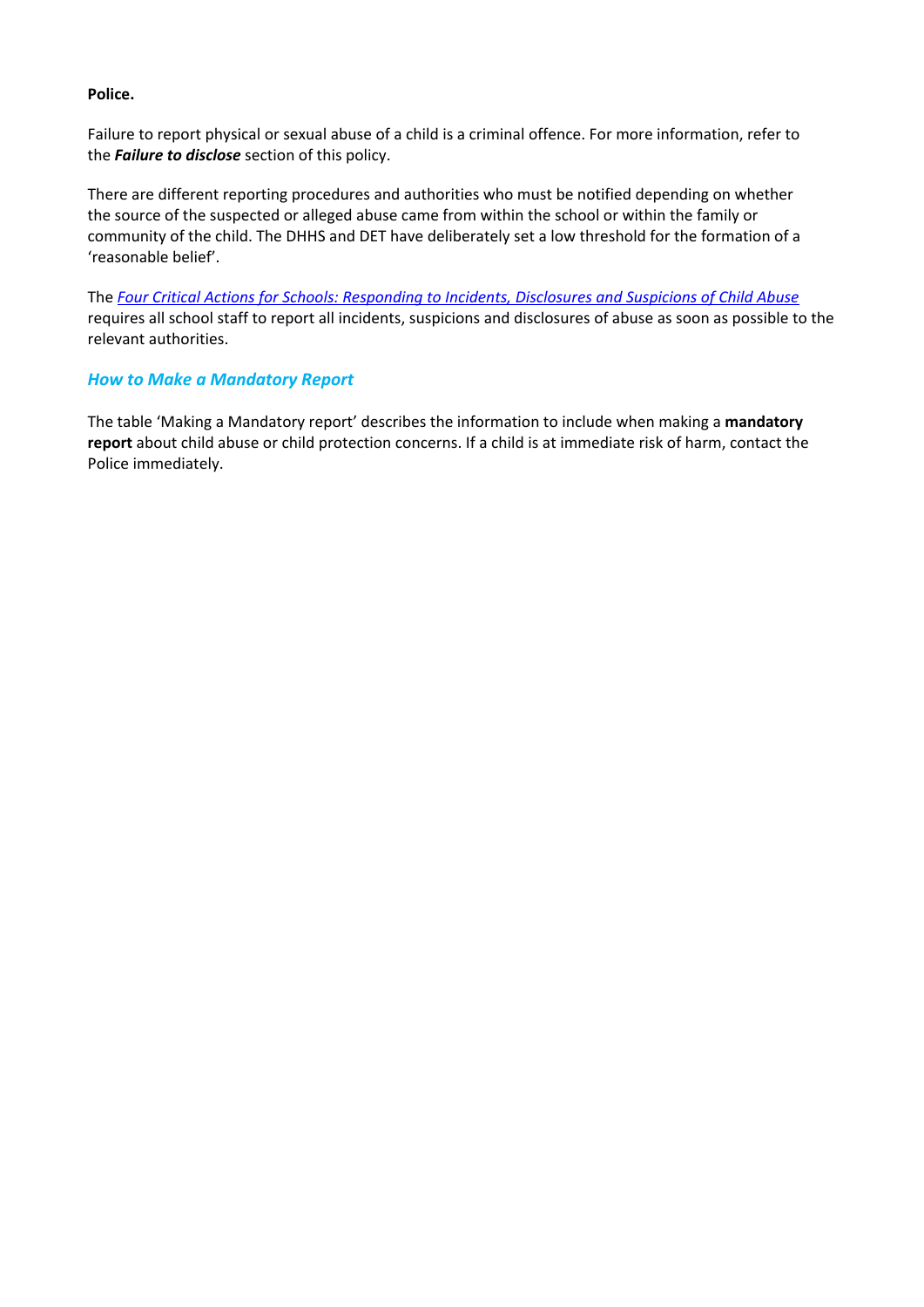**Police.**

Failure to report physical or sexual abuse of a child is a criminal offence. For more information, refer to the ***Failure to disclose*** section of this policy.

There are different reporting procedures and authorities who must be notified depending on whether the source of the suspected or alleged abuse came from within the school or within the family or community of the child. The DHHS and DET have deliberately set a low threshold for the formation of a 'reasonable belief'.

The *Four Critical Actions for Schools: Responding to Incidents, Disclosures and Suspicions of Child Abuse* requires all school staff to report all incidents, suspicions and disclosures of abuse as soon as possible to the relevant authorities.

### *How to Make a Mandatory Report*

The table 'Making a Mandatory report' describes the information to include when making a **mandatory report** about child abuse or child protection concerns. If a child is at immediate risk of harm, contact the Police immediately.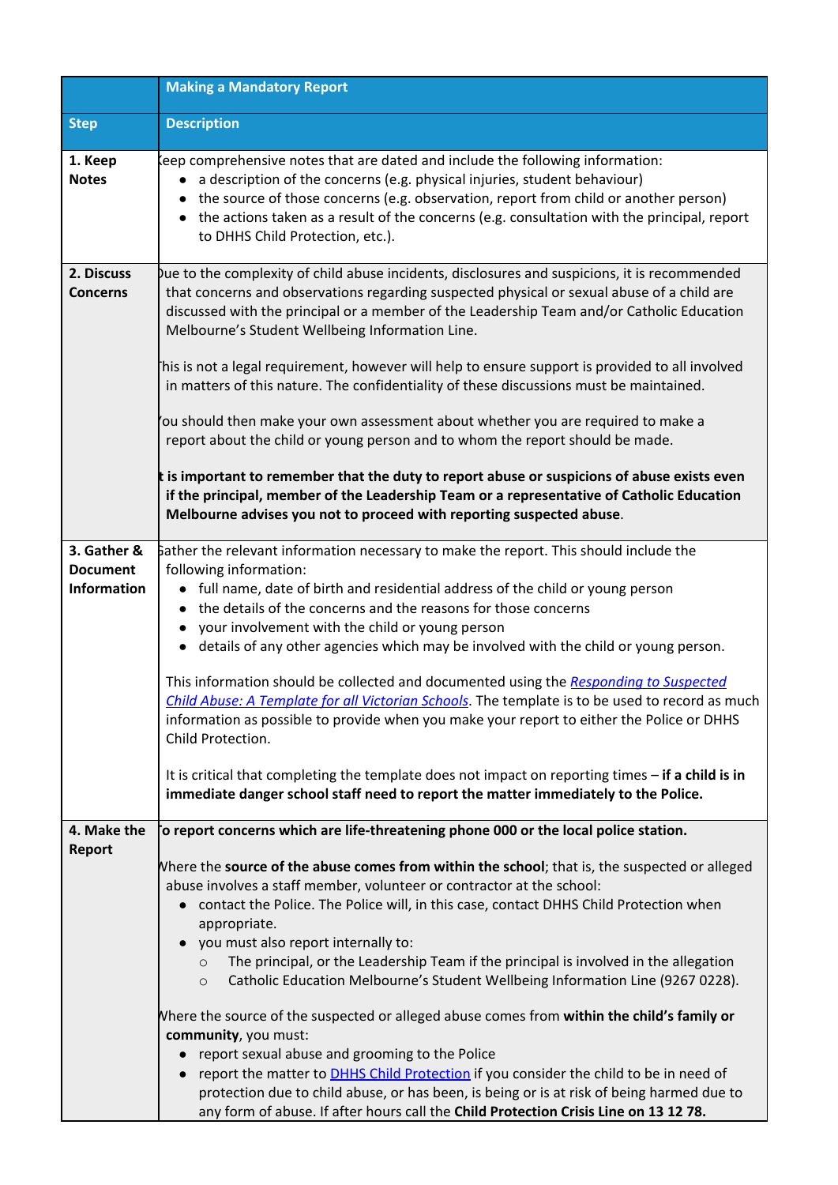| | **Making a Mandatory Report** |
|---|---|
| **Step** | **Description** |
| **1. Keep Notes** | Keep comprehensive notes that are dated and include the following information:<br>• a description of the concerns (e.g. physical injuries, student behaviour)<br>• the source of those concerns (e.g. observation, report from child or another person)<br>• the actions taken as a result of the concerns (e.g. consultation with the principal, report to DHHS Child Protection, etc.). |
| **2. Discuss Concerns** | Due to the complexity of child abuse incidents, disclosures and suspicions, it is recommended that concerns and observations regarding suspected physical or sexual abuse of a child are discussed with the principal or a member of the Leadership Team and/or Catholic Education Melbourne's Student Wellbeing Information Line.<br><br>This is not a legal requirement, however will help to ensure support is provided to all involved in matters of this nature. The confidentiality of these discussions must be maintained.<br><br>You should then make your own assessment about whether you are required to make a report about the child or young person and to whom the report should be made.<br><br>**It is important to remember that the duty to report abuse or suspicions of abuse exists even if the principal, member of the Leadership Team or a representative of Catholic Education Melbourne advises you not to proceed with reporting suspected abuse**. |
| **3. Gather & Document Information** | Gather the relevant information necessary to make the report. This should include the following information:<br>• full name, date of birth and residential address of the child or young person<br>• the details of the concerns and the reasons for those concerns<br>• your involvement with the child or young person<br>• details of any other agencies which may be involved with the child or young person.<br><br>This information should be collected and documented using the *Responding to Suspected Child Abuse: A Template for all Victorian Schools*. The template is to be used to record as much information as possible to provide when you make your report to either the Police or DHHS Child Protection.<br><br>It is critical that completing the template does not impact on reporting times – **if a child is in immediate danger school staff need to report the matter immediately to the Police.** |
| **4. Make the Report** | **To report concerns which are life-threatening phone 000 or the local police station.**<br><br>Where the **source of the abuse comes from within the school**; that is, the suspected or alleged abuse involves a staff member, volunteer or contractor at the school:<br>• contact the Police. The Police will, in this case, contact DHHS Child Protection when appropriate.<br>• you must also report internally to:<br>&nbsp;&nbsp;&nbsp;&nbsp;○ The principal, or the Leadership Team if the principal is involved in the allegation<br>&nbsp;&nbsp;&nbsp;&nbsp;○ Catholic Education Melbourne's Student Wellbeing Information Line (9267 0228).<br><br>Where the source of the suspected or alleged abuse comes from **within the child's family or community**, you must:<br>• report sexual abuse and grooming to the Police<br>• report the matter to DHHS Child Protection if you consider the child to be in need of protection due to child abuse, or has been, is being or is at risk of being harmed due to any form of abuse. If after hours call the **Child Protection Crisis Line on 13 12 78.** |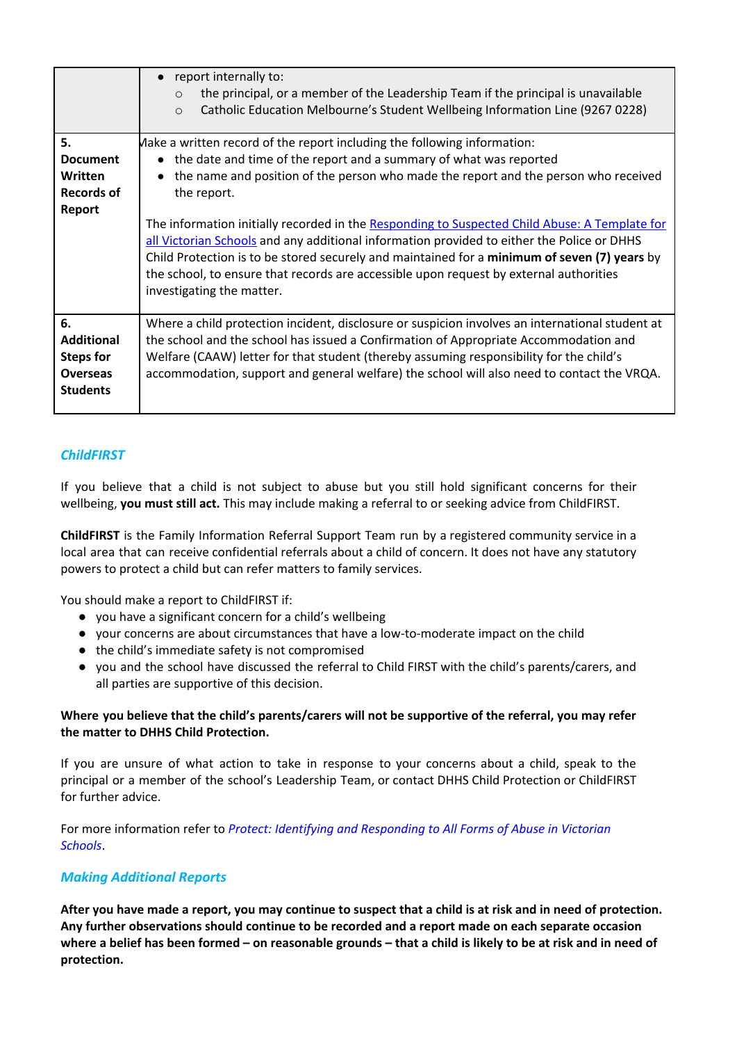| | |
|---|---|
| | • report internally to:<br>◦ the principal, or a member of the Leadership Team if the principal is unavailable<br>◦ Catholic Education Melbourne's Student Wellbeing Information Line (9267 0228) |
| **5. Document Written Records of Report** | Make a written record of the report including the following information:<br>• the date and time of the report and a summary of what was reported<br>• the name and position of the person who made the report and the person who received the report.<br><br>The information initially recorded in the [Responding to Suspected Child Abuse: A Template for all Victorian Schools]() and any additional information provided to either the Police or DHHS Child Protection is to be stored securely and maintained for a **minimum of seven (7) years** by the school, to ensure that records are accessible upon request by external authorities investigating the matter. |
| **6. Additional Steps for Overseas Students** | Where a child protection incident, disclosure or suspicion involves an international student at the school and the school has issued a Confirmation of Appropriate Accommodation and Welfare (CAAW) letter for that student (thereby assuming responsibility for the child's accommodation, support and general welfare) the school will also need to contact the VRQA. |

### *ChildFIRST*

If you believe that a child is not subject to abuse but you still hold significant concerns for their wellbeing, **you must still act.** This may include making a referral to or seeking advice from ChildFIRST.

**ChildFIRST** is the Family Information Referral Support Team run by a registered community service in a local area that can receive confidential referrals about a child of concern. It does not have any statutory powers to protect a child but can refer matters to family services.

You should make a report to ChildFIRST if:

- you have a significant concern for a child's wellbeing
- your concerns are about circumstances that have a low-to-moderate impact on the child
- the child's immediate safety is not compromised
- you and the school have discussed the referral to Child FIRST with the child's parents/carers, and all parties are supportive of this decision.

**Where you believe that the child's parents/carers will not be supportive of the referral, you may refer the matter to DHHS Child Protection.**

If you are unsure of what action to take in response to your concerns about a child, speak to the principal or a member of the school's Leadership Team, or contact DHHS Child Protection or ChildFIRST for further advice.

For more information refer to *Protect: Identifying and Responding to All Forms of Abuse in Victorian Schools*.

### *Making Additional Reports*

**After you have made a report, you may continue to suspect that a child is at risk and in need of protection. Any further observations should continue to be recorded and a report made on each separate occasion where a belief has been formed – on reasonable grounds – that a child is likely to be at risk and in need of protection.**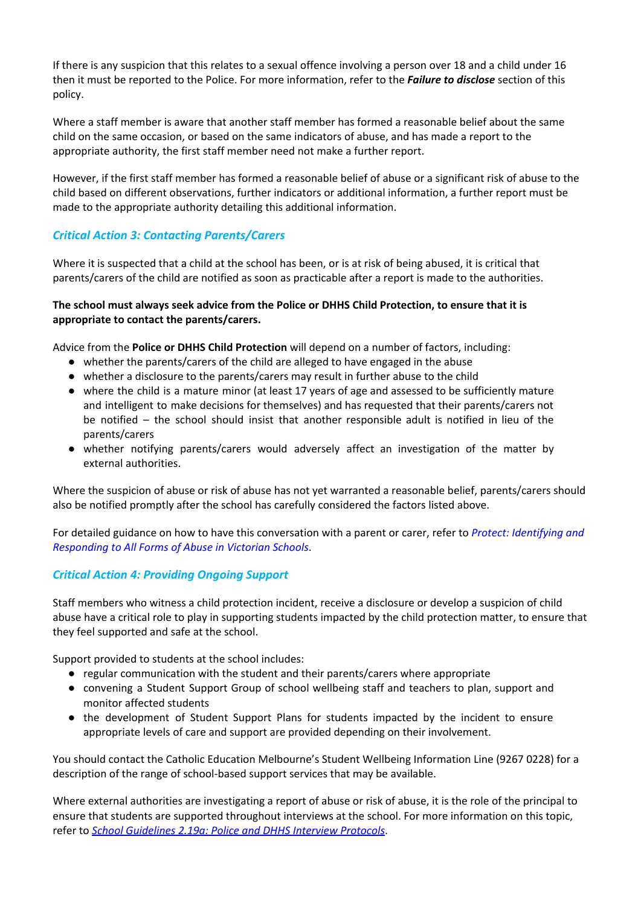If there is any suspicion that this relates to a sexual offence involving a person over 18 and a child under 16 then it must be reported to the Police. For more information, refer to the ***Failure to disclose*** section of this policy.

Where a staff member is aware that another staff member has formed a reasonable belief about the same child on the same occasion, or based on the same indicators of abuse, and has made a report to the appropriate authority, the first staff member need not make a further report.

However, if the first staff member has formed a reasonable belief of abuse or a significant risk of abuse to the child based on different observations, further indicators or additional information, a further report must be made to the appropriate authority detailing this additional information.

### *Critical Action 3: Contacting Parents/Carers*

Where it is suspected that a child at the school has been, or is at risk of being abused, it is critical that parents/carers of the child are notified as soon as practicable after a report is made to the authorities.

**The school must always seek advice from the Police or DHHS Child Protection, to ensure that it is appropriate to contact the parents/carers.**

Advice from the **Police or DHHS Child Protection** will depend on a number of factors, including:

- whether the parents/carers of the child are alleged to have engaged in the abuse
- whether a disclosure to the parents/carers may result in further abuse to the child
- where the child is a mature minor (at least 17 years of age and assessed to be sufficiently mature and intelligent to make decisions for themselves) and has requested that their parents/carers not be notified – the school should insist that another responsible adult is notified in lieu of the parents/carers
- whether notifying parents/carers would adversely affect an investigation of the matter by external authorities.

Where the suspicion of abuse or risk of abuse has not yet warranted a reasonable belief, parents/carers should also be notified promptly after the school has carefully considered the factors listed above.

For detailed guidance on how to have this conversation with a parent or carer, refer to *Protect: Identifying and Responding to All Forms of Abuse in Victorian Schools*.

### *Critical Action 4: Providing Ongoing Support*

Staff members who witness a child protection incident, receive a disclosure or develop a suspicion of child abuse have a critical role to play in supporting students impacted by the child protection matter, to ensure that they feel supported and safe at the school.

Support provided to students at the school includes:

- regular communication with the student and their parents/carers where appropriate
- convening a Student Support Group of school wellbeing staff and teachers to plan, support and monitor affected students
- the development of Student Support Plans for students impacted by the incident to ensure appropriate levels of care and support are provided depending on their involvement.

You should contact the Catholic Education Melbourne's Student Wellbeing Information Line (9267 0228) for a description of the range of school-based support services that may be available.

Where external authorities are investigating a report of abuse or risk of abuse, it is the role of the principal to ensure that students are supported throughout interviews at the school. For more information on this topic, refer to *School Guidelines 2.19a: Police and DHHS Interview Protocols*.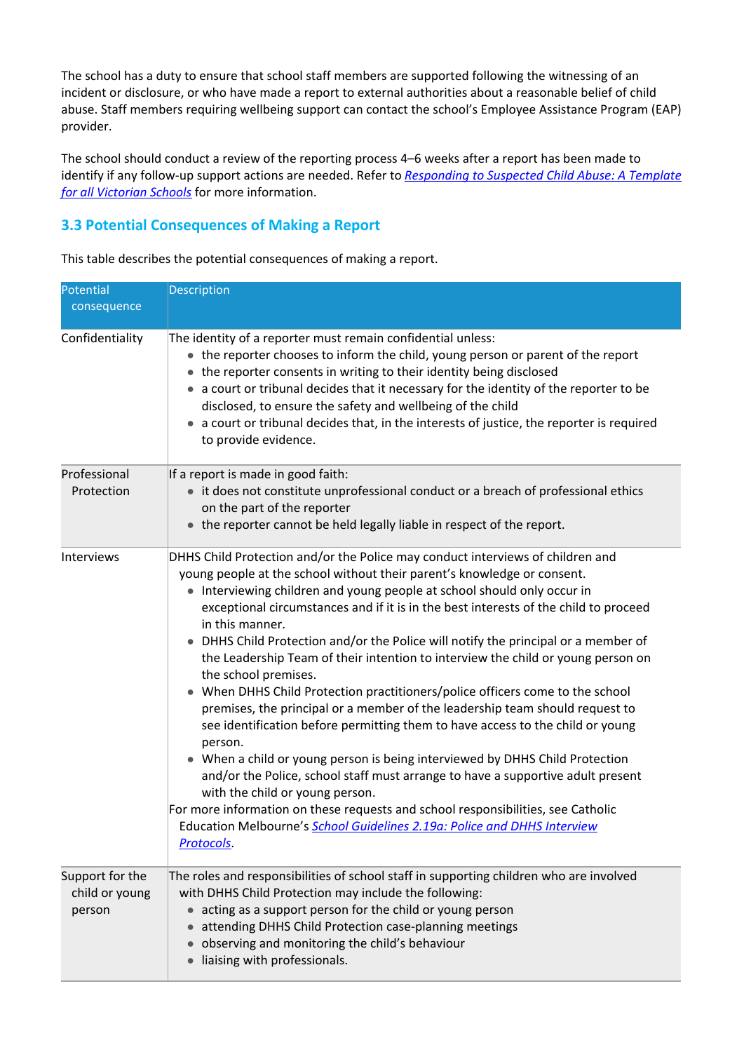The school has a duty to ensure that school staff members are supported following the witnessing of an incident or disclosure, or who have made a report to external authorities about a reasonable belief of child abuse. Staff members requiring wellbeing support can contact the school's Employee Assistance Program (EAP) provider.

The school should conduct a review of the reporting process 4–6 weeks after a report has been made to identify if any follow-up support actions are needed. Refer to *Responding to Suspected Child Abuse: A Template for all Victorian Schools* for more information.

### 3.3 Potential Consequences of Making a Report

This table describes the potential consequences of making a report.

| Potential consequence | Description |
|---|---|
| Confidentiality | The identity of a reporter must remain confidential unless:<br>• the reporter chooses to inform the child, young person or parent of the report<br>• the reporter consents in writing to their identity being disclosed<br>• a court or tribunal decides that it necessary for the identity of the reporter to be disclosed, to ensure the safety and wellbeing of the child<br>• a court or tribunal decides that, in the interests of justice, the reporter is required to provide evidence. |
| Professional Protection | If a report is made in good faith:<br>• it does not constitute unprofessional conduct or a breach of professional ethics on the part of the reporter<br>• the reporter cannot be held legally liable in respect of the report. |
| Interviews | DHHS Child Protection and/or the Police may conduct interviews of children and young people at the school without their parent's knowledge or consent.<br>• Interviewing children and young people at school should only occur in exceptional circumstances and if it is in the best interests of the child to proceed in this manner.<br>• DHHS Child Protection and/or the Police will notify the principal or a member of the Leadership Team of their intention to interview the child or young person on the school premises.<br>• When DHHS Child Protection practitioners/police officers come to the school premises, the principal or a member of the leadership team should request to see identification before permitting them to have access to the child or young person.<br>• When a child or young person is being interviewed by DHHS Child Protection and/or the Police, school staff must arrange to have a supportive adult present with the child or young person.<br>For more information on these requests and school responsibilities, see Catholic Education Melbourne's *School Guidelines 2.19a: Police and DHHS Interview Protocols*. |
| Support for the child or young person | The roles and responsibilities of school staff in supporting children who are involved with DHHS Child Protection may include the following:<br>• acting as a support person for the child or young person<br>• attending DHHS Child Protection case-planning meetings<br>• observing and monitoring the child's behaviour<br>• liaising with professionals. |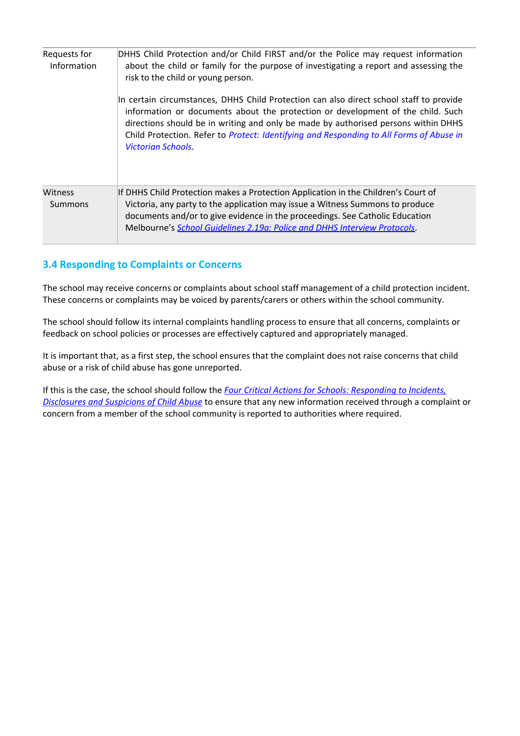| | |
|---|---|
| Requests for Information | DHHS Child Protection and/or Child FIRST and/or the Police may request information about the child or family for the purpose of investigating a report and assessing the risk to the child or young person.<br><br>In certain circumstances, DHHS Child Protection can also direct school staff to provide information or documents about the protection or development of the child. Such directions should be in writing and only be made by authorised persons within DHHS Child Protection. Refer to *Protect: Identifying and Responding to All Forms of Abuse in Victorian Schools*. |
| Witness Summons | If DHHS Child Protection makes a Protection Application in the Children's Court of Victoria, any party to the application may issue a Witness Summons to produce documents and/or to give evidence in the proceedings. See Catholic Education Melbourne's *School Guidelines 2.19a: Police and DHHS Interview Protocols*. |

## 3.4 Responding to Complaints or Concerns

The school may receive concerns or complaints about school staff management of a child protection incident. These concerns or complaints may be voiced by parents/carers or others within the school community.

The school should follow its internal complaints handling process to ensure that all concerns, complaints or feedback on school policies or processes are effectively captured and appropriately managed.

It is important that, as a first step, the school ensures that the complaint does not raise concerns that child abuse or a risk of child abuse has gone unreported.

If this is the case, the school should follow the *Four Critical Actions for Schools: Responding to Incidents, Disclosures and Suspicions of Child Abuse* to ensure that any new information received through a complaint or concern from a member of the school community is reported to authorities where required.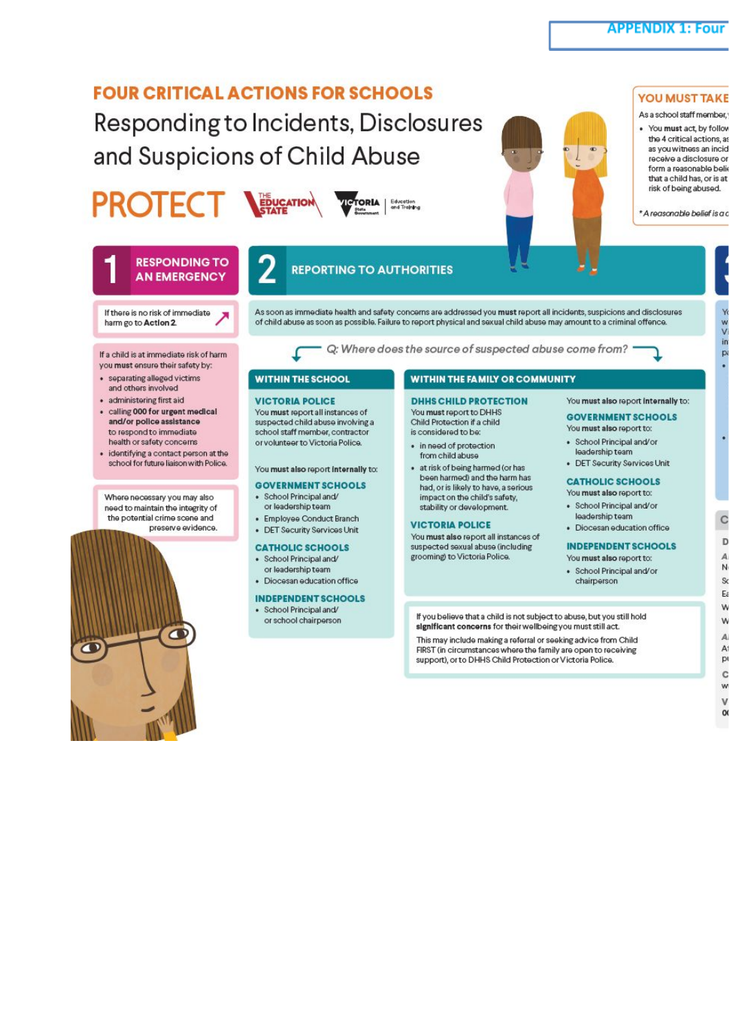APPENDIX 1: Four

# FOUR CRITICAL ACTIONS FOR SCHOOLS

## Responding to Incidents, Disclosures and Suspicions of Child Abuse

PROTECT

YOU MUST TAKE

As a school staff member,

- You **must** act, by follow the 4 critical actions, as as you witness an incid receive a disclosure or form a reasonable beli that a child has, or is at risk of being abused.

*\*A reasonable belief is a c*

## 1 RESPONDING TO AN EMERGENCY

If there is no risk of immediate harm go to **Action 2**.

If a child is at immediate risk of harm you **must** ensure their safety by:

- separating alleged victims and others involved
- administering first aid
- calling **000 for urgent medical and/or police assistance** to respond to immediate health or safety concerns
- identifying a contact person at the school for future liaison with Police.

Where necessary you may also need to maintain the integrity of the potential crime scene and preserve evidence.

## 2 REPORTING TO AUTHORITIES

As soon as immediate health and safety concerns are addressed you **must** report all incidents, suspicions and disclosures of child abuse as soon as possible. Failure to report physical and sexual child abuse may amount to a criminal offence.

*Q: Where does the source of suspected abuse come from?*

### WITHIN THE SCHOOL

**VICTORIA POLICE**

You **must** report all instances of suspected child abuse involving a school staff member, contractor or volunteer to Victoria Police.

You **must also report internally** to:

**GOVERNMENT SCHOOLS**

- School Principal and/ or leadership team
- Employee Conduct Branch
- DET Security Services Unit

**CATHOLIC SCHOOLS**

- School Principal and/ or leadership team
- Diocesan education office

**INDEPENDENT SCHOOLS**

- School Principal and/ or school chairperson

### WITHIN THE FAMILY OR COMMUNITY

**DHHS CHILD PROTECTION**

You **must** report to DHHS Child Protection if a child is considered to be:

- in need of protection from child abuse
- at risk of being harmed (or has been harmed) and the harm has had, or is likely to have, a serious impact on the child's safety, stability or development.

**VICTORIA POLICE**

You **must also** report all instances of suspected sexual abuse (including grooming) to Victoria Police.

You **must also report internally** to:

**GOVERNMENT SCHOOLS**

You **must also** report to:

- School Principal and/or leadership team
- DET Security Services Unit

**CATHOLIC SCHOOLS**

You **must also** report to:

- School Principal and/or leadership team
- Diocesan education office

**INDEPENDENT SCHOOLS**

You **must also** report to:

- School Principal and/or chairperson

If you believe that a child is not subject to abuse, but you still hold **significant concerns** for their wellbeing you must still act.

This may include making a referral or seeking advice from Child FIRST (in circumstances where the family are open to receiving support), or to DHHS Child Protection or Victoria Police.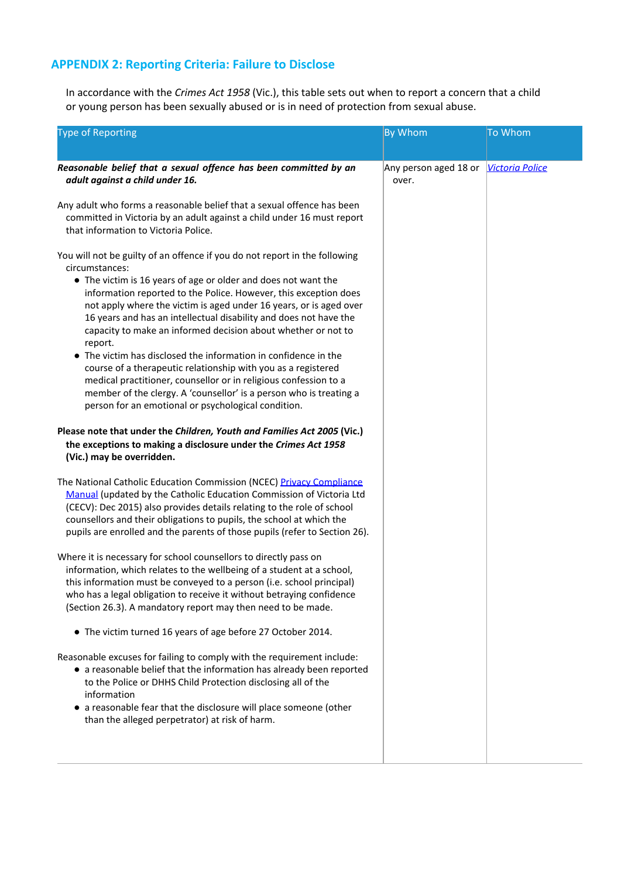## APPENDIX 2: Reporting Criteria: Failure to Disclose

In accordance with the *Crimes Act 1958* (Vic.), this table sets out when to report a concern that a child or young person has been sexually abused or is in need of protection from sexual abuse.

| Type of Reporting | By Whom | To Whom |
|---|---|---|
| ***Reasonable belief that a sexual offence has been committed by an adult against a child under 16.***<br><br>Any adult who forms a reasonable belief that a sexual offence has been committed in Victoria by an adult against a child under 16 must report that information to Victoria Police.<br><br>You will not be guilty of an offence if you do not report in the following circumstances:<br>• The victim is 16 years of age or older and does not want the information reported to the Police. However, this exception does not apply where the victim is aged under 16 years, or is aged over 16 years and has an intellectual disability and does not have the capacity to make an informed decision about whether or not to report.<br>• The victim has disclosed the information in confidence in the course of a therapeutic relationship with you as a registered medical practitioner, counsellor or in religious confession to a member of the clergy. A 'counsellor' is a person who is treating a person for an emotional or psychological condition.<br><br>**Please note that under the *Children, Youth and Families Act 2005* (Vic.) the exceptions to making a disclosure under the *Crimes Act 1958* (Vic.) may be overridden.**<br><br>The National Catholic Education Commission (NCEC) Privacy Compliance Manual (updated by the Catholic Education Commission of Victoria Ltd (CECV): Dec 2015) also provides details relating to the role of school counsellors and their obligations to pupils, the school at which the pupils are enrolled and the parents of those pupils (refer to Section 26).<br><br>Where it is necessary for school counsellors to directly pass on information, which relates to the wellbeing of a student at a school, this information must be conveyed to a person (i.e. school principal) who has a legal obligation to receive it without betraying confidence (Section 26.3). A mandatory report may then need to be made.<br><br>• The victim turned 16 years of age before 27 October 2014.<br><br>Reasonable excuses for failing to comply with the requirement include:<br>• a reasonable belief that the information has already been reported to the Police or DHHS Child Protection disclosing all of the information<br>• a reasonable fear that the disclosure will place someone (other than the alleged perpetrator) at risk of harm. | Any person aged 18 or over. | *Victoria Police* |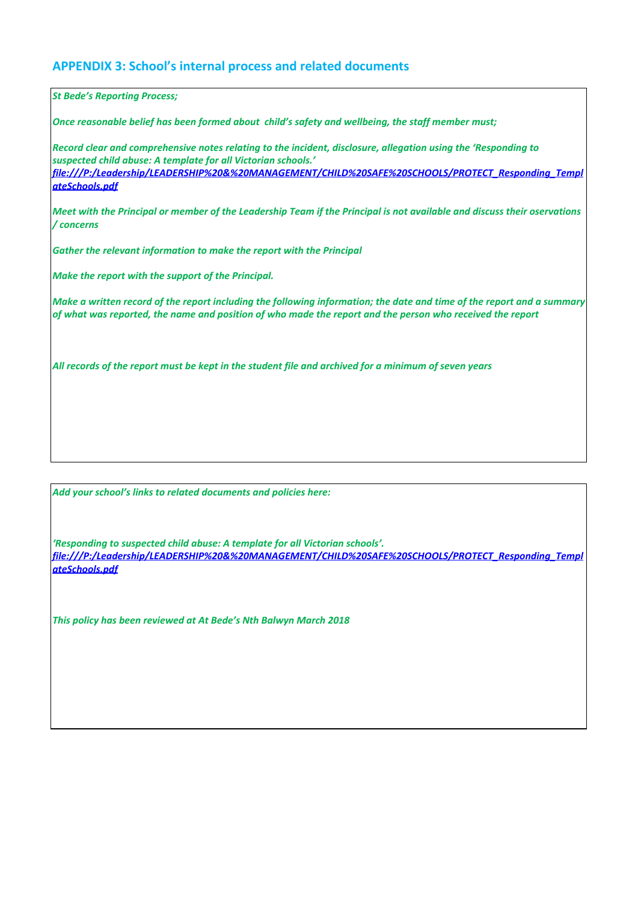## APPENDIX 3: School's internal process and related documents

*St Bede's Reporting Process;*

*Once reasonable belief has been formed about  child's safety and wellbeing, the staff member must;*

*Record clear and comprehensive notes relating to the incident, disclosure, allegation using the 'Responding to suspected child abuse: A template for all Victorian schools.'*
*file:///P:/Leadership/LEADERSHIP%20&%20MANAGEMENT/CHILD%20SAFE%20SCHOOLS/PROTECT_Responding_TemplateSchools.pdf*

*Meet with the Principal or member of the Leadership Team if the Principal is not available and discuss their oservations / concerns*

*Gather the relevant information to make the report with the Principal*

*Make the report with the support of the Principal.*

*Make a written record of the report including the following information; the date and time of the report and a summary of what was reported, the name and position of who made the report and the person who received the report*

*All records of the report must be kept in the student file and archived for a minimum of seven years*

*Add your school's links to related documents and policies here:*

*'Responding to suspected child abuse: A template for all Victorian schools'.*
*file:///P:/Leadership/LEADERSHIP%20&%20MANAGEMENT/CHILD%20SAFE%20SCHOOLS/PROTECT_Responding_TemplateSchools.pdf*

*This policy has been reviewed at At Bede's Nth Balwyn March 2018*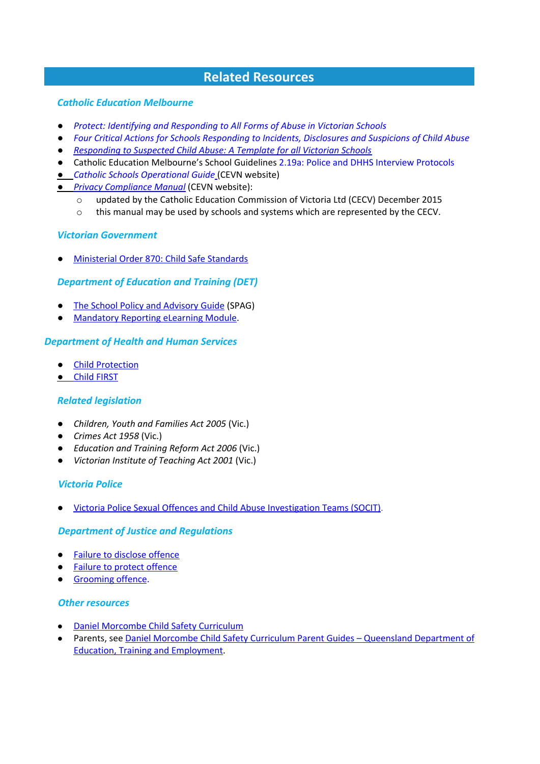## Related Resources

### *Catholic Education Melbourne*

- *Protect: Identifying and Responding to All Forms of Abuse in Victorian Schools*
- *Four Critical Actions for Schools Responding to Incidents, Disclosures and Suspicions of Child Abuse*
- *Responding to Suspected Child Abuse: A Template for all Victorian Schools*
- Catholic Education Melbourne's School Guidelines 2.19a: Police and DHHS Interview Protocols
- *Catholic Schools Operational Guide* (CEVN website)
- *Privacy Compliance Manual* (CEVN website):
  - updated by the Catholic Education Commission of Victoria Ltd (CECV) December 2015
  - this manual may be used by schools and systems which are represented by the CECV.

### *Victorian Government*

- Ministerial Order 870: Child Safe Standards

### *Department of Education and Training (DET)*

- The School Policy and Advisory Guide (SPAG)
- Mandatory Reporting eLearning Module.

### *Department of Health and Human Services*

- Child Protection
- Child FIRST

### *Related legislation*

- *Children, Youth and Families Act 2005* (Vic.)
- *Crimes Act 1958* (Vic.)
- *Education and Training Reform Act 2006* (Vic.)
- *Victorian Institute of Teaching Act 2001* (Vic.)

### *Victoria Police*

- Victoria Police Sexual Offences and Child Abuse Investigation Teams (SOCIT).

### *Department of Justice and Regulations*

- Failure to disclose offence
- Failure to protect offence
- Grooming offence.

### *Other resources*

- Daniel Morcombe Child Safety Curriculum
- Parents, see Daniel Morcombe Child Safety Curriculum Parent Guides – Queensland Department of Education, Training and Employment.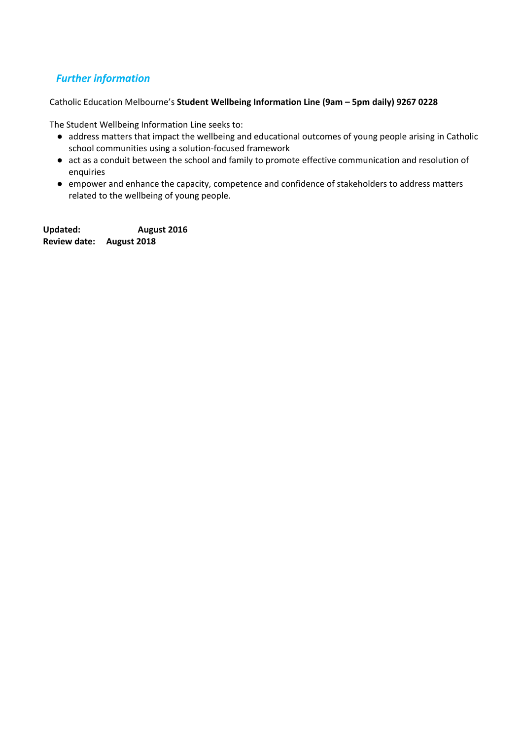## *Further information*

Catholic Education Melbourne's **Student Wellbeing Information Line (9am – 5pm daily) 9267 0228**

The Student Wellbeing Information Line seeks to:

- address matters that impact the wellbeing and educational outcomes of young people arising in Catholic school communities using a solution-focused framework
- act as a conduit between the school and family to promote effective communication and resolution of enquiries
- empower and enhance the capacity, competence and confidence of stakeholders to address matters related to the wellbeing of young people.

**Updated: August 2016**
**Review date: August 2018**